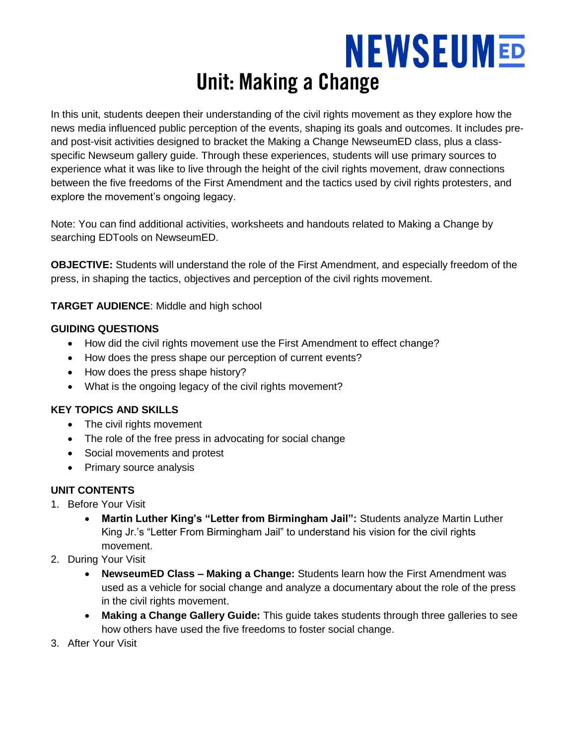NEWSEUM ED

# Unit: Making a Change

In this unit, students deepen their understanding of the civil rights movement as they explore how the news media influenced public perception of the events, shaping its goals and outcomes. It includes pre- and post-visit activities designed to bracket the Making a Change NewseumED class, plus a class-specific Newseum gallery guide. Through these experiences, students will use primary sources to experience what it was like to live through the height of the civil rights movement, draw connections between the five freedoms of the First Amendment and the tactics used by civil rights protesters, and explore the movement's ongoing legacy.

Note: You can find additional activities, worksheets and handouts related to Making a Change by searching EDTools on NewseumED.

**OBJECTIVE:** Students will understand the role of the First Amendment, and especially freedom of the press, in shaping the tactics, objectives and perception of the civil rights movement.

**TARGET AUDIENCE**: Middle and high school

**GUIDING QUESTIONS**

- How did the civil rights movement use the First Amendment to effect change?
- How does the press shape our perception of current events?
- How does the press shape history?
- What is the ongoing legacy of the civil rights movement?

**KEY TOPICS AND SKILLS**

- The civil rights movement
- The role of the free press in advocating for social change
- Social movements and protest
- Primary source analysis

**UNIT CONTENTS**

1. Before Your Visit
   - **Martin Luther King's "Letter from Birmingham Jail":** Students analyze Martin Luther King Jr.'s "Letter From Birmingham Jail" to understand his vision for the civil rights movement.
2. During Your Visit
   - **NewseumED Class – Making a Change:** Students learn how the First Amendment was used as a vehicle for social change and analyze a documentary about the role of the press in the civil rights movement.
   - **Making a Change Gallery Guide:** This guide takes students through three galleries to see how others have used the five freedoms to foster social change.
3. After Your Visit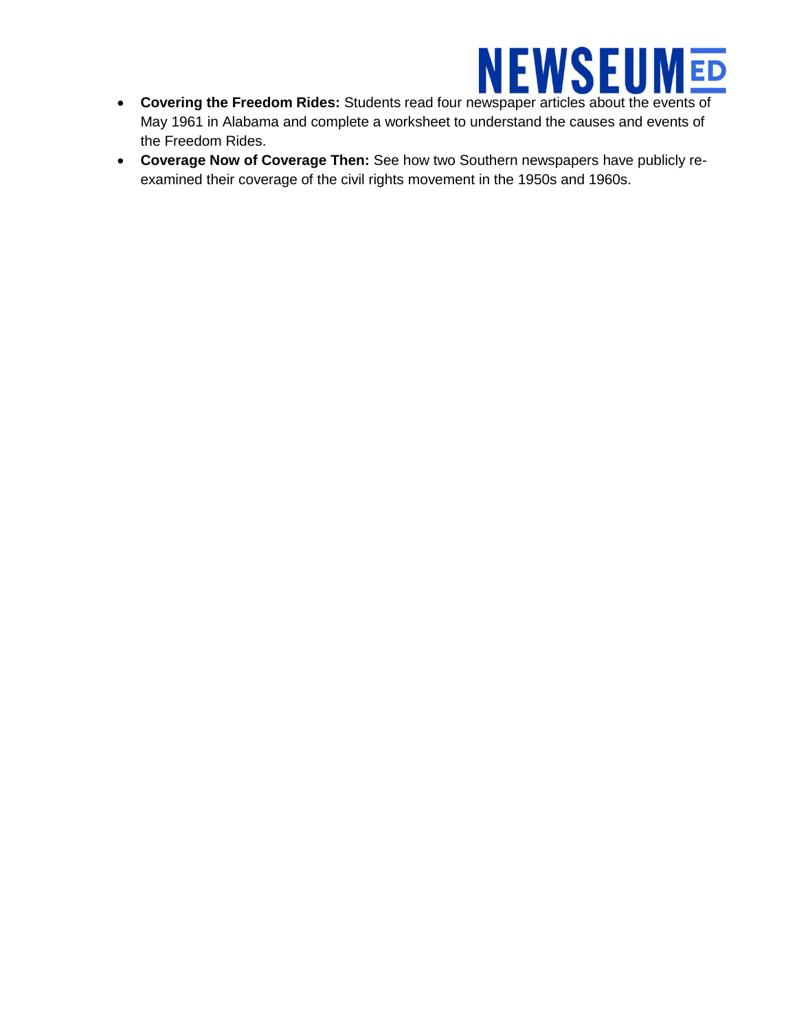- **Covering the Freedom Rides:** Students read four newspaper articles about the events of May 1961 in Alabama and complete a worksheet to understand the causes and events of the Freedom Rides.
- **Coverage Now of Coverage Then:** See how two Southern newspapers have publicly re-examined their coverage of the civil rights movement in the 1950s and 1960s.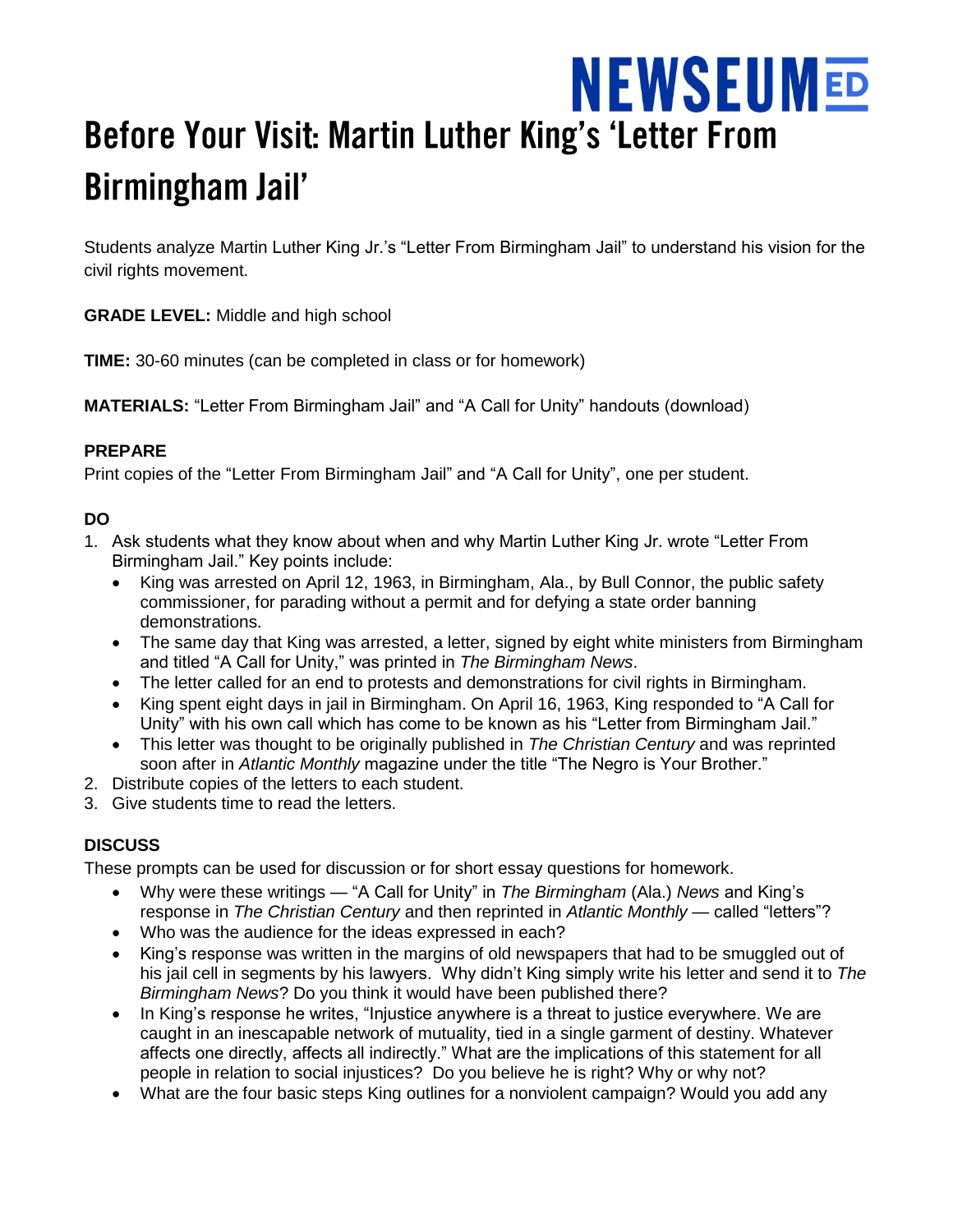# Before Your Visit: Martin Luther King's 'Letter From Birmingham Jail'

Students analyze Martin Luther King Jr.'s "Letter From Birmingham Jail" to understand his vision for the civil rights movement.

**GRADE LEVEL:** Middle and high school

**TIME:** 30-60 minutes (can be completed in class or for homework)

**MATERIALS:** "Letter From Birmingham Jail" and "A Call for Unity" handouts (download)

**PREPARE**

Print copies of the "Letter From Birmingham Jail" and "A Call for Unity", one per student.

**DO**

1. Ask students what they know about when and why Martin Luther King Jr. wrote "Letter From Birmingham Jail." Key points include:
   - King was arrested on April 12, 1963, in Birmingham, Ala., by Bull Connor, the public safety commissioner, for parading without a permit and for defying a state order banning demonstrations.
   - The same day that King was arrested, a letter, signed by eight white ministers from Birmingham and titled "A Call for Unity," was printed in *The Birmingham News*.
   - The letter called for an end to protests and demonstrations for civil rights in Birmingham.
   - King spent eight days in jail in Birmingham. On April 16, 1963, King responded to "A Call for Unity" with his own call which has come to be known as his "Letter from Birmingham Jail."
   - This letter was thought to be originally published in *The Christian Century* and was reprinted soon after in *Atlantic Monthly* magazine under the title "The Negro is Your Brother."
2. Distribute copies of the letters to each student.
3. Give students time to read the letters.

**DISCUSS**

These prompts can be used for discussion or for short essay questions for homework.

- Why were these writings — "A Call for Unity" in *The Birmingham* (Ala.) *News* and King's response in *The Christian Century* and then reprinted in *Atlantic Monthly* — called "letters"?
- Who was the audience for the ideas expressed in each?
- King's response was written in the margins of old newspapers that had to be smuggled out of his jail cell in segments by his lawyers. Why didn't King simply write his letter and send it to *The Birmingham News*? Do you think it would have been published there?
- In King's response he writes, "Injustice anywhere is a threat to justice everywhere. We are caught in an inescapable network of mutuality, tied in a single garment of destiny. Whatever affects one directly, affects all indirectly." What are the implications of this statement for all people in relation to social injustices? Do you believe he is right? Why or why not?
- What are the four basic steps King outlines for a nonviolent campaign? Would you add any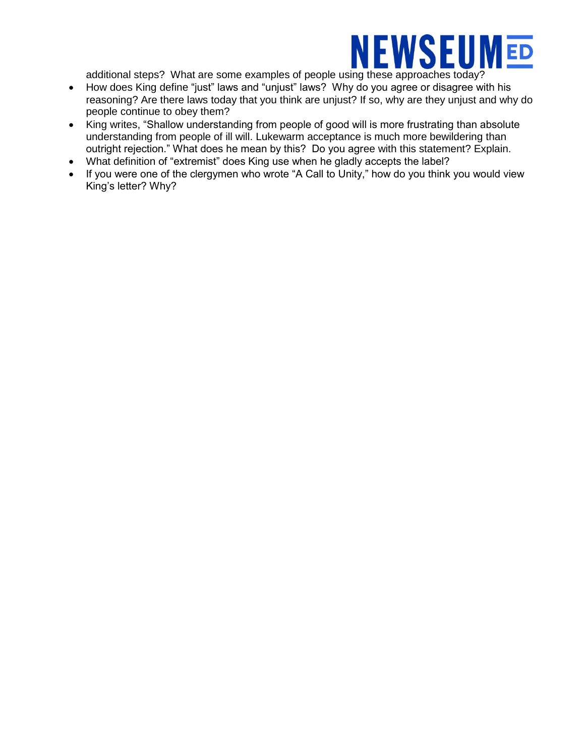additional steps? What are some examples of people using these approaches today?

- How does King define "just" laws and "unjust" laws? Why do you agree or disagree with his reasoning? Are there laws today that you think are unjust? If so, why are they unjust and why do people continue to obey them?
- King writes, "Shallow understanding from people of good will is more frustrating than absolute understanding from people of ill will. Lukewarm acceptance is much more bewildering than outright rejection." What does he mean by this? Do you agree with this statement? Explain.
- What definition of "extremist" does King use when he gladly accepts the label?
- If you were one of the clergymen who wrote "A Call to Unity," how do you think you would view King's letter? Why?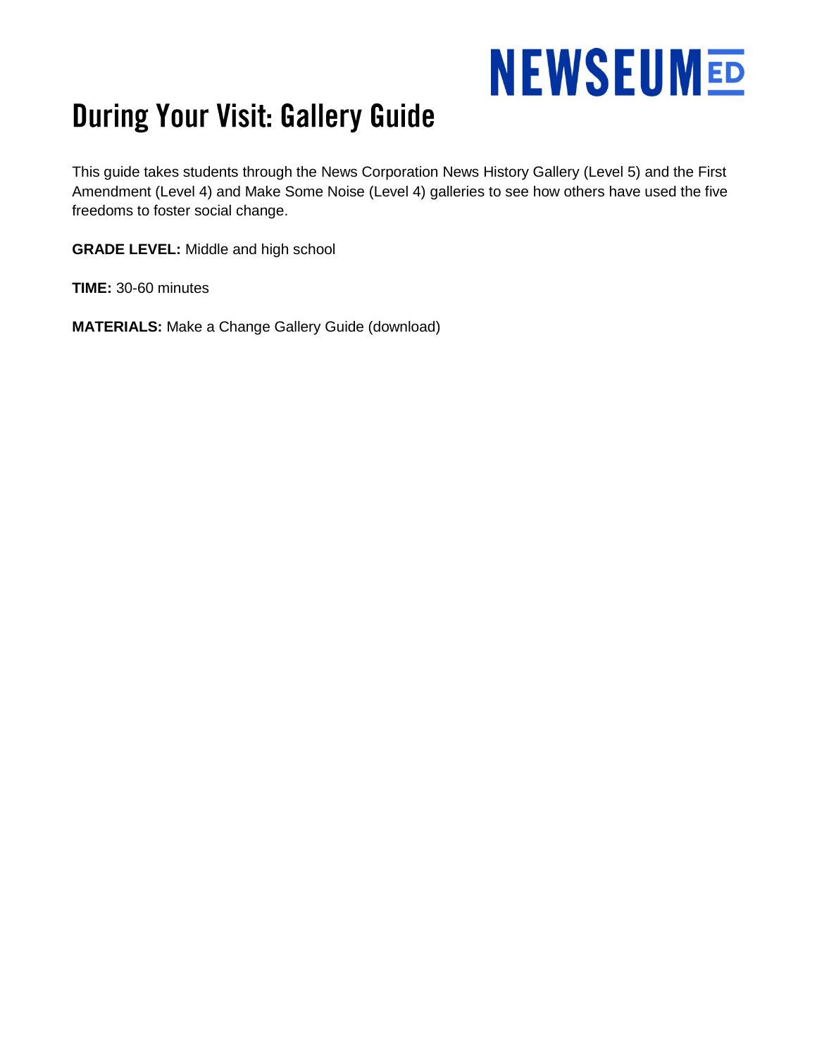# During Your Visit: Gallery Guide

This guide takes students through the News Corporation News History Gallery (Level 5) and the First Amendment (Level 4) and Make Some Noise (Level 4) galleries to see how others have used the five freedoms to foster social change.

**GRADE LEVEL:** Middle and high school

**TIME:** 30-60 minutes

**MATERIALS:** Make a Change Gallery Guide (download)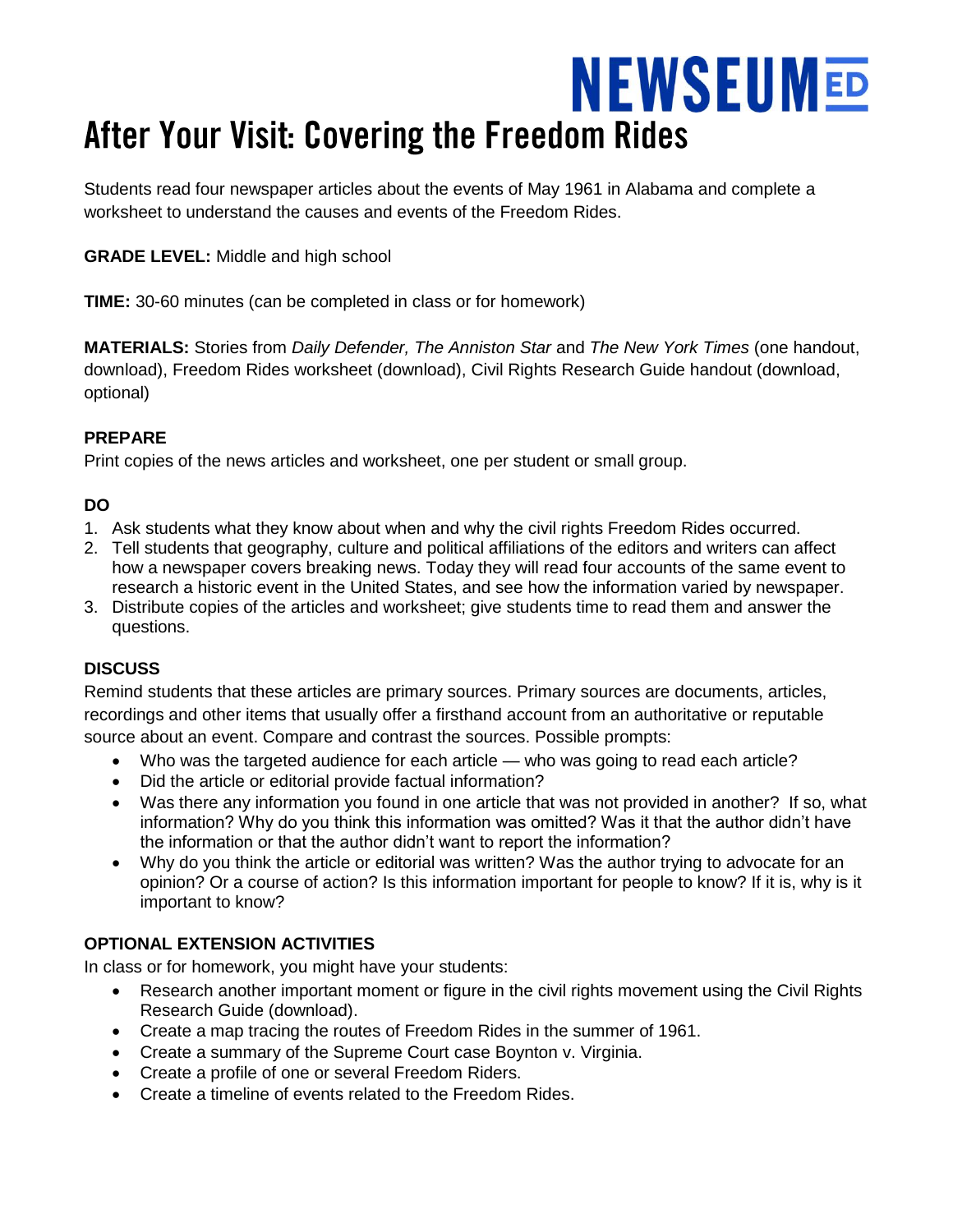# After Your Visit: Covering the Freedom Rides

Students read four newspaper articles about the events of May 1961 in Alabama and complete a worksheet to understand the causes and events of the Freedom Rides.

**GRADE LEVEL:** Middle and high school

**TIME:** 30-60 minutes (can be completed in class or for homework)

**MATERIALS:** Stories from *Daily Defender, The Anniston Star* and *The New York Times* (one handout, download), Freedom Rides worksheet (download), Civil Rights Research Guide handout (download, optional)

**PREPARE**

Print copies of the news articles and worksheet, one per student or small group.

**DO**

1. Ask students what they know about when and why the civil rights Freedom Rides occurred.
2. Tell students that geography, culture and political affiliations of the editors and writers can affect how a newspaper covers breaking news. Today they will read four accounts of the same event to research a historic event in the United States, and see how the information varied by newspaper.
3. Distribute copies of the articles and worksheet; give students time to read them and answer the questions.

**DISCUSS**

Remind students that these articles are primary sources. Primary sources are documents, articles, recordings and other items that usually offer a firsthand account from an authoritative or reputable source about an event. Compare and contrast the sources. Possible prompts:

- Who was the targeted audience for each article — who was going to read each article?
- Did the article or editorial provide factual information?
- Was there any information you found in one article that was not provided in another? If so, what information? Why do you think this information was omitted? Was it that the author didn't have the information or that the author didn't want to report the information?
- Why do you think the article or editorial was written? Was the author trying to advocate for an opinion? Or a course of action? Is this information important for people to know? If it is, why is it important to know?

**OPTIONAL EXTENSION ACTIVITIES**

In class or for homework, you might have your students:

- Research another important moment or figure in the civil rights movement using the Civil Rights Research Guide (download).
- Create a map tracing the routes of Freedom Rides in the summer of 1961.
- Create a summary of the Supreme Court case Boynton v. Virginia.
- Create a profile of one or several Freedom Riders.
- Create a timeline of events related to the Freedom Rides.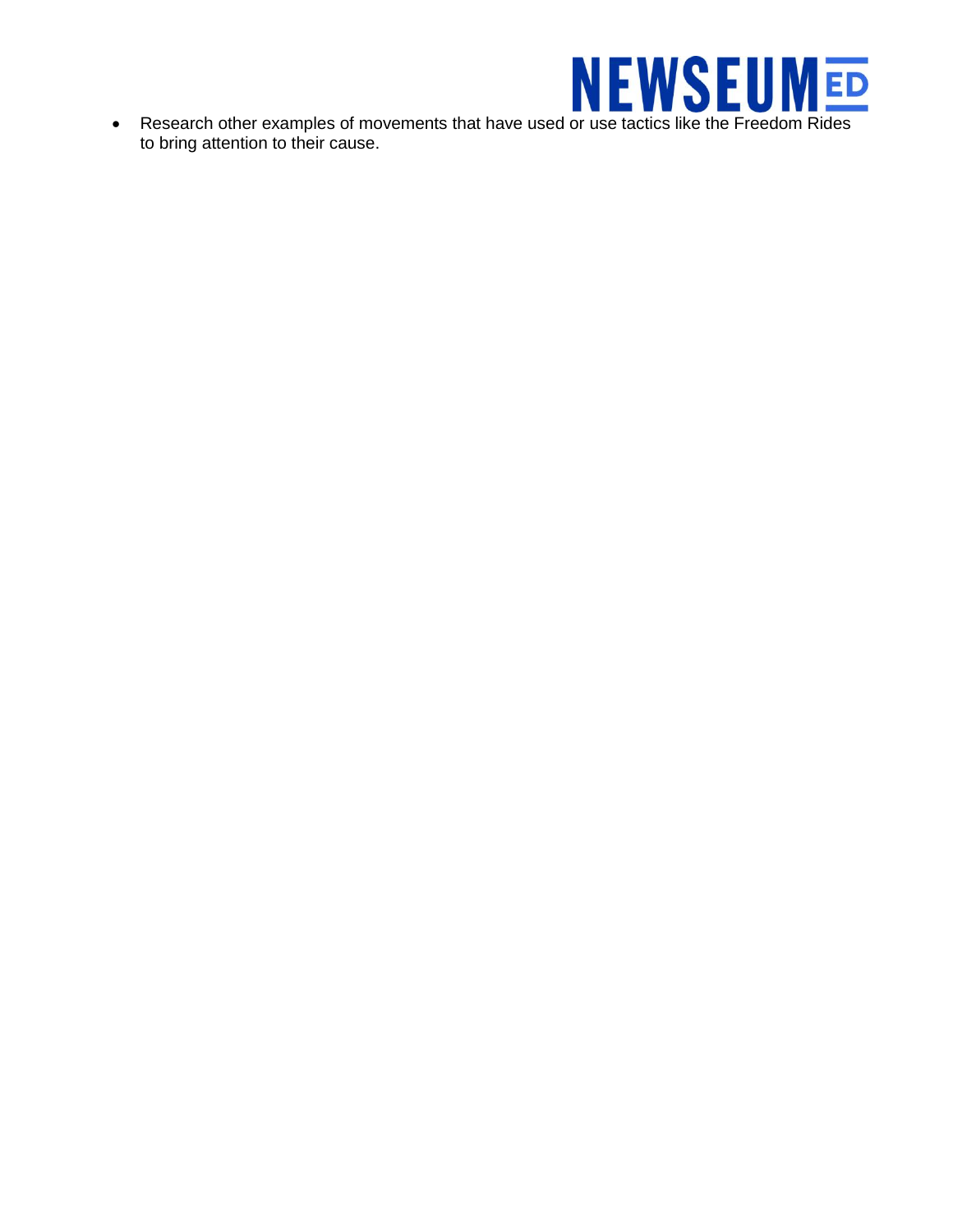- Research other examples of movements that have used or use tactics like the Freedom Rides to bring attention to their cause.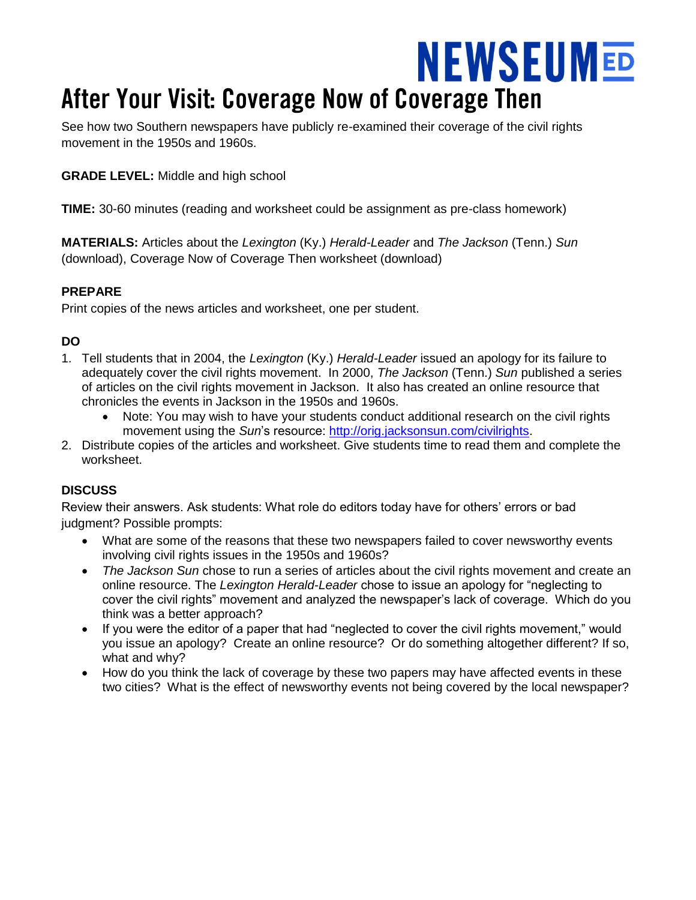NEWSEUM ED

# After Your Visit: Coverage Now of Coverage Then

See how two Southern newspapers have publicly re-examined their coverage of the civil rights movement in the 1950s and 1960s.

**GRADE LEVEL:** Middle and high school

**TIME:** 30-60 minutes (reading and worksheet could be assignment as pre-class homework)

**MATERIALS:** Articles about the *Lexington* (Ky.) *Herald-Leader* and *The Jackson* (Tenn.) *Sun* (download), Coverage Now of Coverage Then worksheet (download)

**PREPARE**

Print copies of the news articles and worksheet, one per student.

**DO**

1. Tell students that in 2004, the *Lexington* (Ky.) *Herald-Leader* issued an apology for its failure to adequately cover the civil rights movement. In 2000, *The Jackson* (Tenn.) *Sun* published a series of articles on the civil rights movement in Jackson. It also has created an online resource that chronicles the events in Jackson in the 1950s and 1960s.
   - Note: You may wish to have your students conduct additional research on the civil rights movement using the *Sun*'s resource: [http://orig.jacksonsun.com/civilrights](http://orig.jacksonsun.com/civilrights).
2. Distribute copies of the articles and worksheet. Give students time to read them and complete the worksheet.

**DISCUSS**

Review their answers. Ask students: What role do editors today have for others' errors or bad judgment? Possible prompts:

- What are some of the reasons that these two newspapers failed to cover newsworthy events involving civil rights issues in the 1950s and 1960s?
- *The Jackson Sun* chose to run a series of articles about the civil rights movement and create an online resource. The *Lexington Herald-Leader* chose to issue an apology for "neglecting to cover the civil rights" movement and analyzed the newspaper's lack of coverage. Which do you think was a better approach?
- If you were the editor of a paper that had "neglected to cover the civil rights movement," would you issue an apology? Create an online resource? Or do something altogether different? If so, what and why?
- How do you think the lack of coverage by these two papers may have affected events in these two cities? What is the effect of newsworthy events not being covered by the local newspaper?